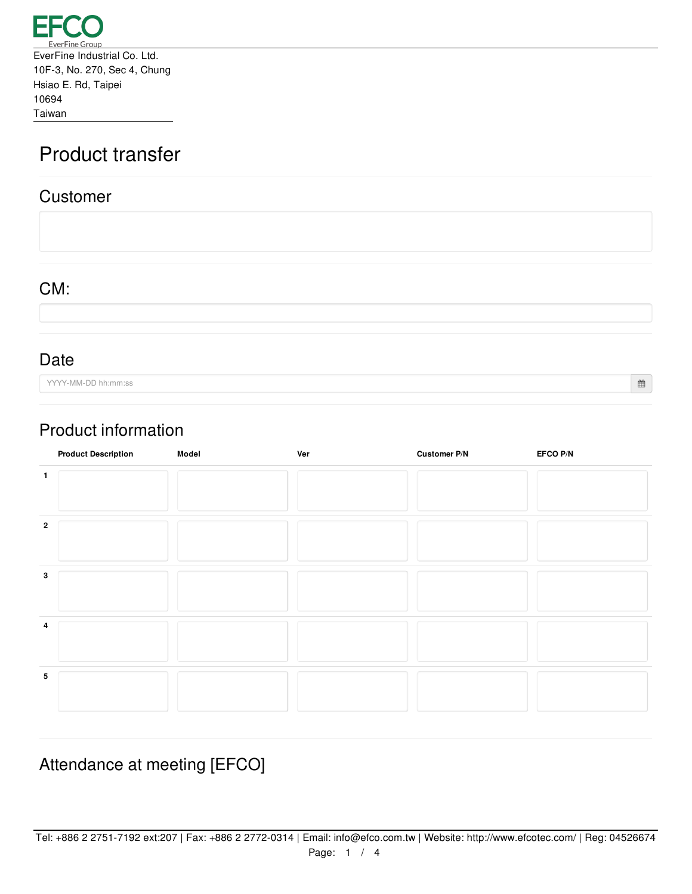EFCO
EverFine Group

EverFine Industrial Co. Ltd.
10F-3, No. 270, Sec 4, Chung
Hsiao E. Rd, Taipei
10694
Taiwan

# Product transfer

## Customer

## CM:

## Date

YYYY-MM-DD hh:mm:ss

## Product information

| | Product Description | Model | Ver | Customer P/N | EFCO P/N |
|---|---|---|---|---|---|
| 1 | | | | | |
| 2 | | | | | |
| 3 | | | | | |
| 4 | | | | | |
| 5 | | | | | |

## Attendance at meeting [EFCO]

Tel: +886 2 2751-7192 ext:207 | Fax: +886 2 2772-0314 | Email: info@efco.com.tw | Website: http://www.efcotec.com/ | Reg: 04526674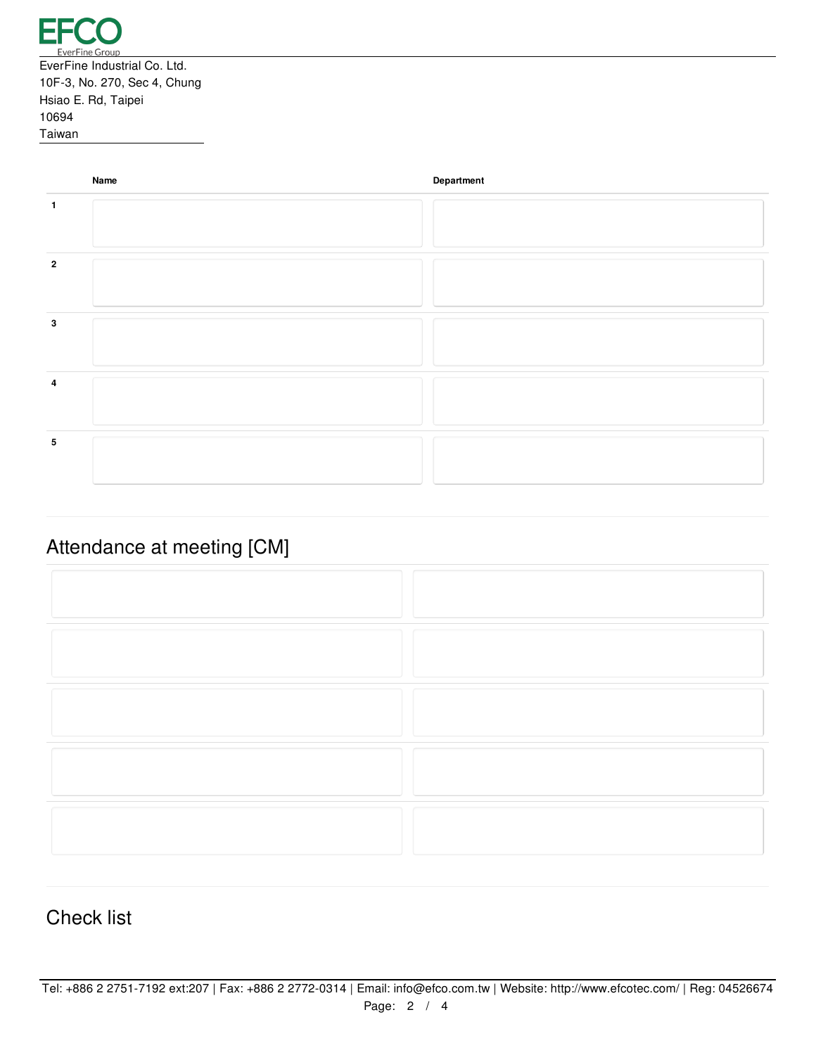EverFine Industrial Co. Ltd.
10F-3, No. 270, Sec 4, Chung
Hsiao E. Rd, Taipei
10694
Taiwan

| | Name | Department |
|---|---|---|
| 1 | | |
| 2 | | |
| 3 | | |
| 4 | | |
| 5 | | |

## Attendance at meeting [CM]

| | |
|---|---|
| | |
| | |
| | |
| | |
| | |

## Check list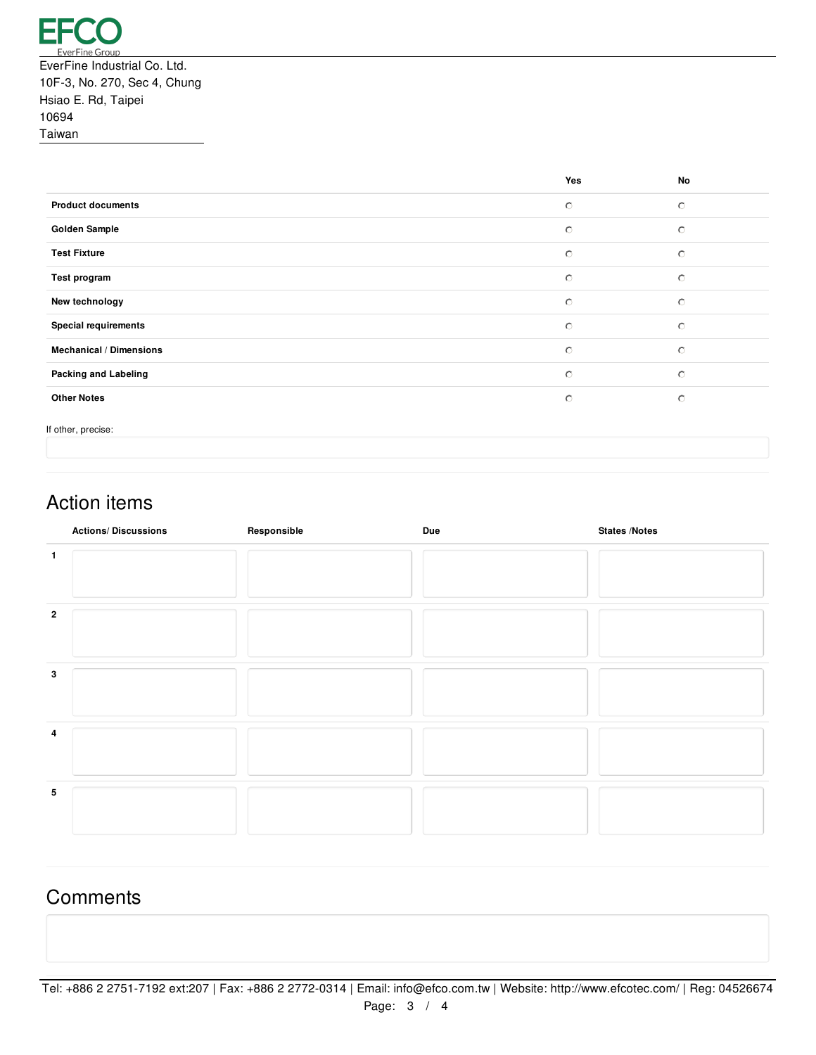**EFCO**
EverFine Group

EverFine Industrial Co. Ltd.
10F-3, No. 270, Sec 4, Chung
Hsiao E. Rd, Taipei
10694
Taiwan

| | Yes | No |
|---|---|---|
| **Product documents** | ○ | ○ |
| **Golden Sample** | ○ | ○ |
| **Test Fixture** | ○ | ○ |
| **Test program** | ○ | ○ |
| **New technology** | ○ | ○ |
| **Special requirements** | ○ | ○ |
| **Mechanical / Dimensions** | ○ | ○ |
| **Packing and Labeling** | ○ | ○ |
| **Other Notes** | ○ | ○ |

If other, precise:

## Action items

| | Actions/ Discussions | Responsible | Due | States /Notes |
|---|---|---|---|---|
| 1 | | | | |
| 2 | | | | |
| 3 | | | | |
| 4 | | | | |
| 5 | | | | |

## Comments

Tel: +886 2 2751-7192 ext:207 | Fax: +886 2 2772-0314 | Email: info@efco.com.tw | Website: http://www.efcotec.com/ | Reg: 04526674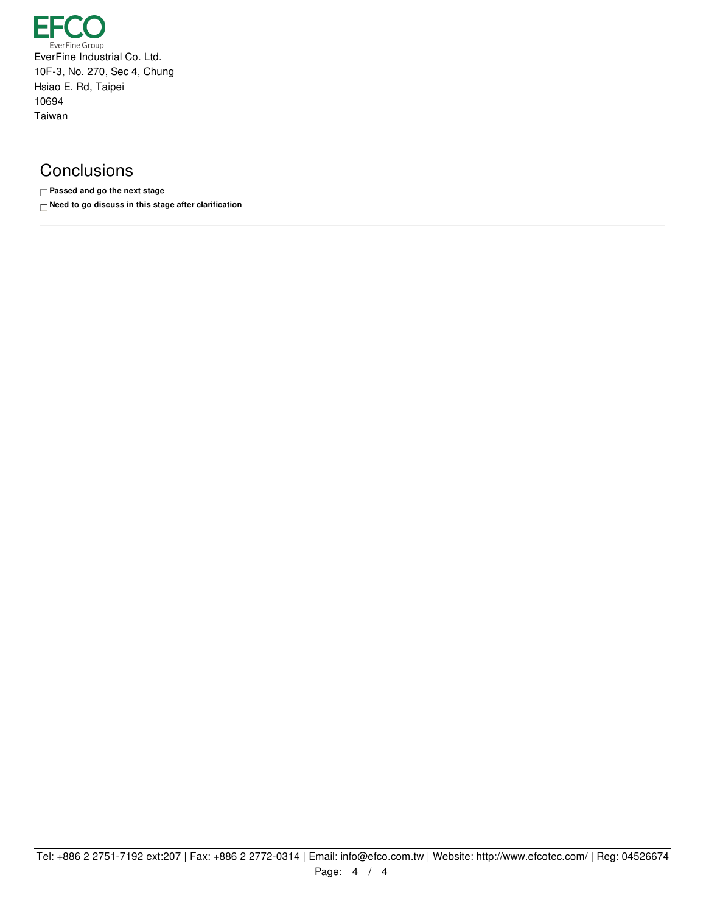EverFine Industrial Co. Ltd.
10F-3, No. 270, Sec 4, Chung
Hsiao E. Rd, Taipei
10694
Taiwan

## Conclusions

- [ ] **Passed and go the next stage**
- [ ] **Need to go discuss in this stage after clarification**